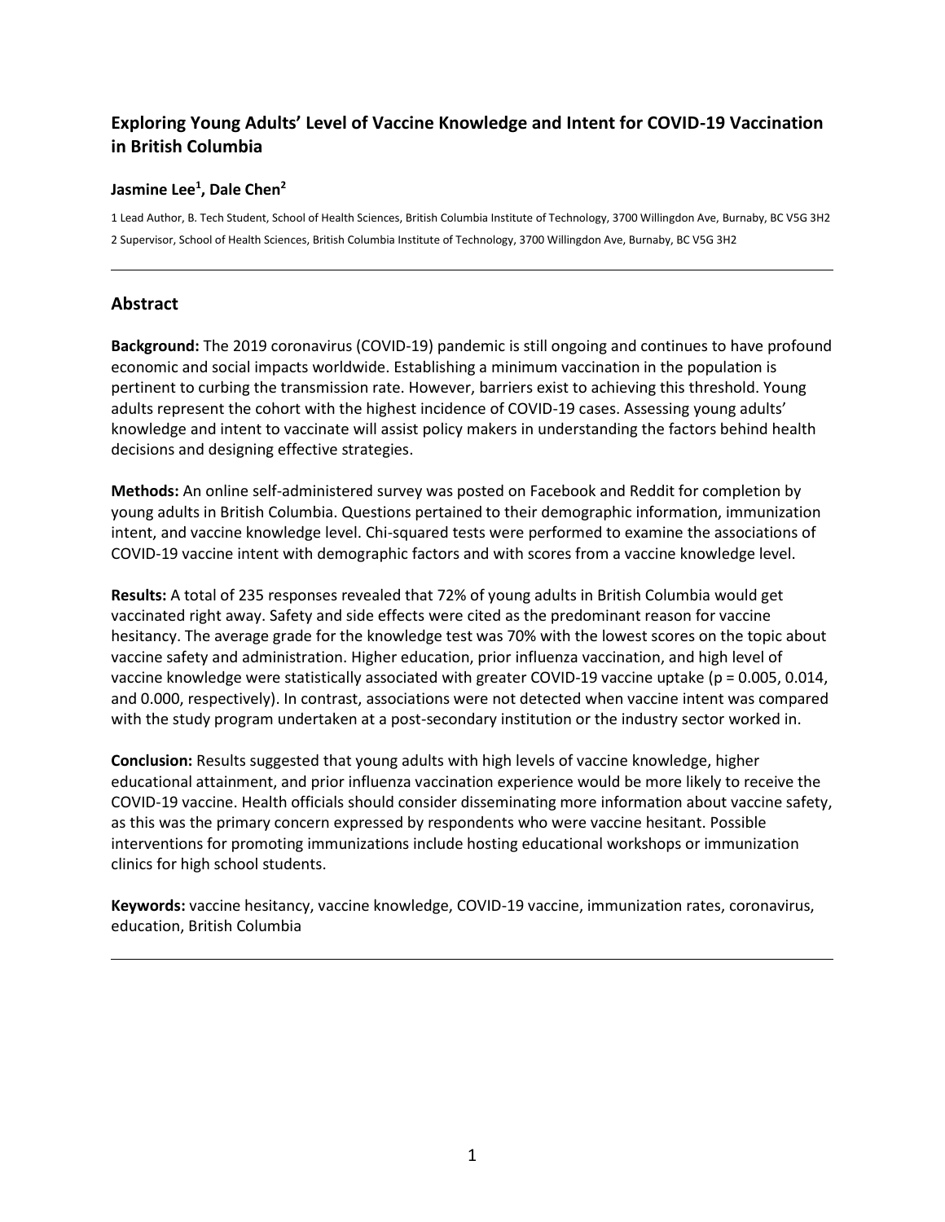# Exploring Young Adults' Level of Vaccine Knowledge and Intent for COVID-19 Vaccination in British Columbia

**Jasmine Lee[1], Dale Chen[2]**

1 Lead Author, B. Tech Student, School of Health Sciences, British Columbia Institute of Technology, 3700 Willingdon Ave, Burnaby, BC V5G 3H2

2 Supervisor, School of Health Sciences, British Columbia Institute of Technology, 3700 Willingdon Ave, Burnaby, BC V5G 3H2

---

## Abstract

**Background:** The 2019 coronavirus (COVID-19) pandemic is still ongoing and continues to have profound economic and social impacts worldwide. Establishing a minimum vaccination in the population is pertinent to curbing the transmission rate. However, barriers exist to achieving this threshold. Young adults represent the cohort with the highest incidence of COVID-19 cases. Assessing young adults' knowledge and intent to vaccinate will assist policy makers in understanding the factors behind health decisions and designing effective strategies.

**Methods:** An online self-administered survey was posted on Facebook and Reddit for completion by young adults in British Columbia. Questions pertained to their demographic information, immunization intent, and vaccine knowledge level. Chi-squared tests were performed to examine the associations of COVID-19 vaccine intent with demographic factors and with scores from a vaccine knowledge level.

**Results:** A total of 235 responses revealed that 72% of young adults in British Columbia would get vaccinated right away. Safety and side effects were cited as the predominant reason for vaccine hesitancy. The average grade for the knowledge test was 70% with the lowest scores on the topic about vaccine safety and administration. Higher education, prior influenza vaccination, and high level of vaccine knowledge were statistically associated with greater COVID-19 vaccine uptake ($p = 0.005$, 0.014, and 0.000, respectively). In contrast, associations were not detected when vaccine intent was compared with the study program undertaken at a post-secondary institution or the industry sector worked in.

**Conclusion:** Results suggested that young adults with high levels of vaccine knowledge, higher educational attainment, and prior influenza vaccination experience would be more likely to receive the COVID-19 vaccine. Health officials should consider disseminating more information about vaccine safety, as this was the primary concern expressed by respondents who were vaccine hesitant. Possible interventions for promoting immunizations include hosting educational workshops or immunization clinics for high school students.

**Keywords:** vaccine hesitancy, vaccine knowledge, COVID-19 vaccine, immunization rates, coronavirus, education, British Columbia

---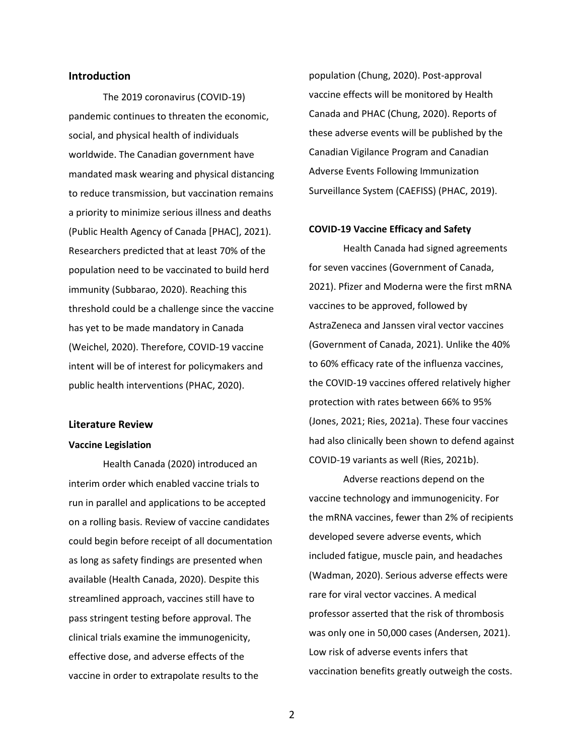## Introduction

The 2019 coronavirus (COVID-19) pandemic continues to threaten the economic, social, and physical health of individuals worldwide. The Canadian government have mandated mask wearing and physical distancing to reduce transmission, but vaccination remains a priority to minimize serious illness and deaths (Public Health Agency of Canada [PHAC], 2021). Researchers predicted that at least 70% of the population need to be vaccinated to build herd immunity (Subbarao, 2020). Reaching this threshold could be a challenge since the vaccine has yet to be made mandatory in Canada (Weichel, 2020). Therefore, COVID-19 vaccine intent will be of interest for policymakers and public health interventions (PHAC, 2020).

## Literature Review

### Vaccine Legislation

Health Canada (2020) introduced an interim order which enabled vaccine trials to run in parallel and applications to be accepted on a rolling basis. Review of vaccine candidates could begin before receipt of all documentation as long as safety findings are presented when available (Health Canada, 2020). Despite this streamlined approach, vaccines still have to pass stringent testing before approval. The clinical trials examine the immunogenicity, effective dose, and adverse effects of the vaccine in order to extrapolate results to the population (Chung, 2020). Post-approval vaccine effects will be monitored by Health Canada and PHAC (Chung, 2020). Reports of these adverse events will be published by the Canadian Vigilance Program and Canadian Adverse Events Following Immunization Surveillance System (CAEFISS) (PHAC, 2019).

### COVID-19 Vaccine Efficacy and Safety

Health Canada had signed agreements for seven vaccines (Government of Canada, 2021). Pfizer and Moderna were the first mRNA vaccines to be approved, followed by AstraZeneca and Janssen viral vector vaccines (Government of Canada, 2021). Unlike the 40% to 60% efficacy rate of the influenza vaccines, the COVID-19 vaccines offered relatively higher protection with rates between 66% to 95% (Jones, 2021; Ries, 2021a). These four vaccines had also clinically been shown to defend against COVID-19 variants as well (Ries, 2021b).

Adverse reactions depend on the vaccine technology and immunogenicity. For the mRNA vaccines, fewer than 2% of recipients developed severe adverse events, which included fatigue, muscle pain, and headaches (Wadman, 2020). Serious adverse effects were rare for viral vector vaccines. A medical professor asserted that the risk of thrombosis was only one in 50,000 cases (Andersen, 2021). Low risk of adverse events infers that vaccination benefits greatly outweigh the costs.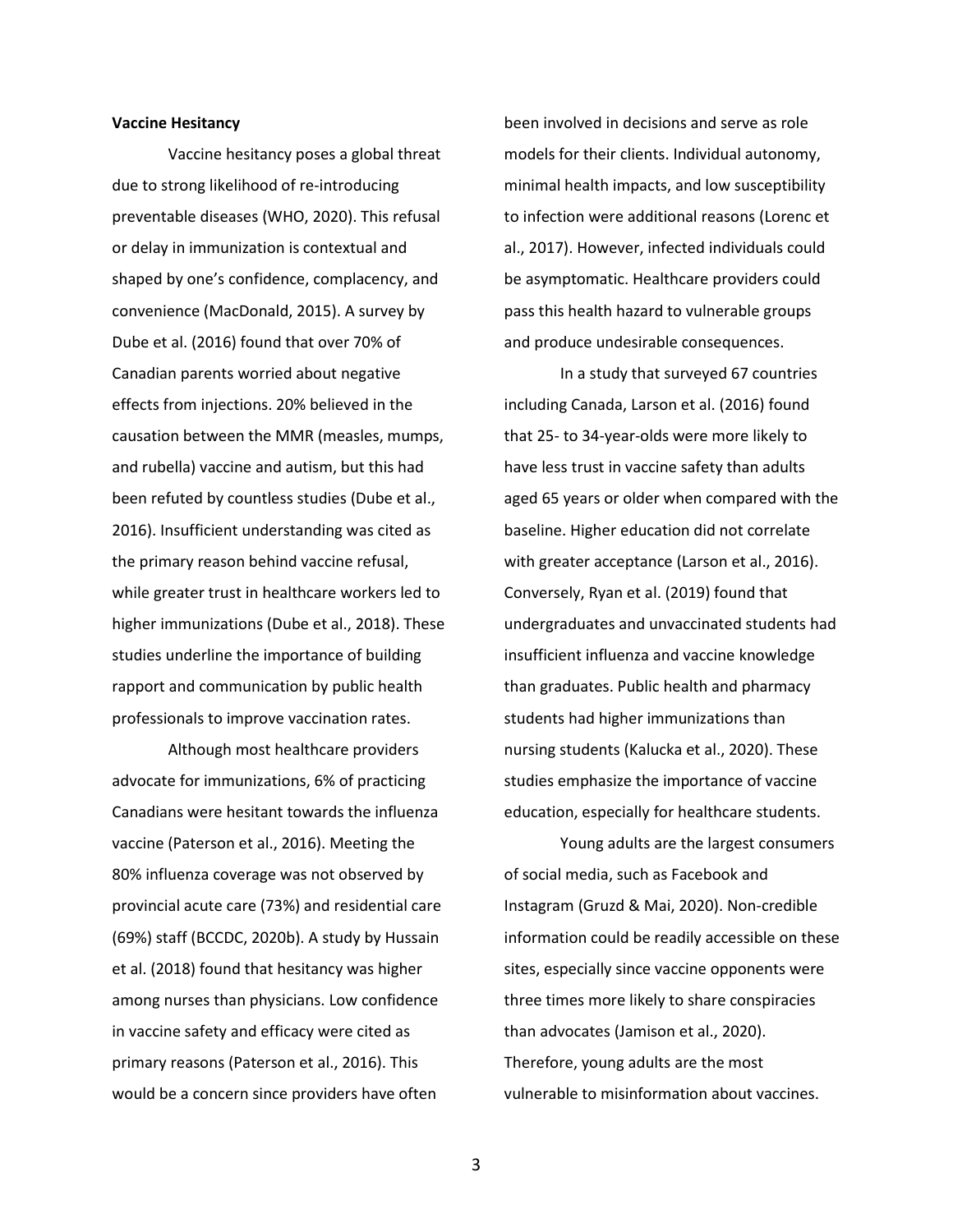**Vaccine Hesitancy**

Vaccine hesitancy poses a global threat due to strong likelihood of re-introducing preventable diseases (WHO, 2020). This refusal or delay in immunization is contextual and shaped by one's confidence, complacency, and convenience (MacDonald, 2015). A survey by Dube et al. (2016) found that over 70% of Canadian parents worried about negative effects from injections. 20% believed in the causation between the MMR (measles, mumps, and rubella) vaccine and autism, but this had been refuted by countless studies (Dube et al., 2016). Insufficient understanding was cited as the primary reason behind vaccine refusal, while greater trust in healthcare workers led to higher immunizations (Dube et al., 2018). These studies underline the importance of building rapport and communication by public health professionals to improve vaccination rates.

Although most healthcare providers advocate for immunizations, 6% of practicing Canadians were hesitant towards the influenza vaccine (Paterson et al., 2016). Meeting the 80% influenza coverage was not observed by provincial acute care (73%) and residential care (69%) staff (BCCDC, 2020b). A study by Hussain et al. (2018) found that hesitancy was higher among nurses than physicians. Low confidence in vaccine safety and efficacy were cited as primary reasons (Paterson et al., 2016). This would be a concern since providers have often been involved in decisions and serve as role models for their clients. Individual autonomy, minimal health impacts, and low susceptibility to infection were additional reasons (Lorenc et al., 2017). However, infected individuals could be asymptomatic. Healthcare providers could pass this health hazard to vulnerable groups and produce undesirable consequences.

In a study that surveyed 67 countries including Canada, Larson et al. (2016) found that 25- to 34-year-olds were more likely to have less trust in vaccine safety than adults aged 65 years or older when compared with the baseline. Higher education did not correlate with greater acceptance (Larson et al., 2016). Conversely, Ryan et al. (2019) found that undergraduates and unvaccinated students had insufficient influenza and vaccine knowledge than graduates. Public health and pharmacy students had higher immunizations than nursing students (Kalucka et al., 2020). These studies emphasize the importance of vaccine education, especially for healthcare students.

Young adults are the largest consumers of social media, such as Facebook and Instagram (Gruzd & Mai, 2020). Non-credible information could be readily accessible on these sites, especially since vaccine opponents were three times more likely to share conspiracies than advocates (Jamison et al., 2020). Therefore, young adults are the most vulnerable to misinformation about vaccines.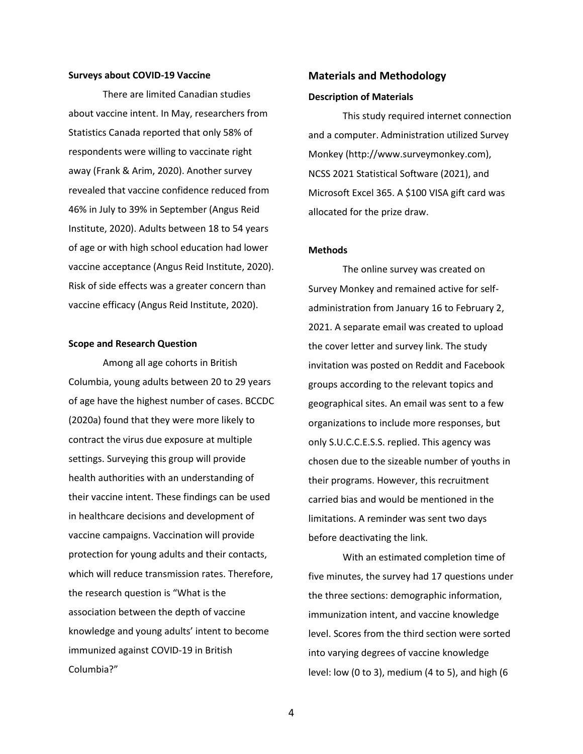**Surveys about COVID-19 Vaccine**

There are limited Canadian studies about vaccine intent. In May, researchers from Statistics Canada reported that only 58% of respondents were willing to vaccinate right away (Frank & Arim, 2020). Another survey revealed that vaccine confidence reduced from 46% in July to 39% in September (Angus Reid Institute, 2020). Adults between 18 to 54 years of age or with high school education had lower vaccine acceptance (Angus Reid Institute, 2020). Risk of side effects was a greater concern than vaccine efficacy (Angus Reid Institute, 2020).

**Scope and Research Question**

Among all age cohorts in British Columbia, young adults between 20 to 29 years of age have the highest number of cases. BCCDC (2020a) found that they were more likely to contract the virus due exposure at multiple settings. Surveying this group will provide health authorities with an understanding of their vaccine intent. These findings can be used in healthcare decisions and development of vaccine campaigns. Vaccination will provide protection for young adults and their contacts, which will reduce transmission rates. Therefore, the research question is "What is the association between the depth of vaccine knowledge and young adults' intent to become immunized against COVID-19 in British Columbia?"

## Materials and Methodology

**Description of Materials**

This study required internet connection and a computer. Administration utilized Survey Monkey (http://www.surveymonkey.com), NCSS 2021 Statistical Software (2021), and Microsoft Excel 365. A $100 VISA gift card was allocated for the prize draw.

**Methods**

The online survey was created on Survey Monkey and remained active for self-administration from January 16 to February 2, 2021. A separate email was created to upload the cover letter and survey link. The study invitation was posted on Reddit and Facebook groups according to the relevant topics and geographical sites. An email was sent to a few organizations to include more responses, but only S.U.C.C.E.S.S. replied. This agency was chosen due to the sizeable number of youths in their programs. However, this recruitment carried bias and would be mentioned in the limitations. A reminder was sent two days before deactivating the link.

With an estimated completion time of five minutes, the survey had 17 questions under the three sections: demographic information, immunization intent, and vaccine knowledge level. Scores from the third section were sorted into varying degrees of vaccine knowledge level: low (0 to 3), medium (4 to 5), and high (6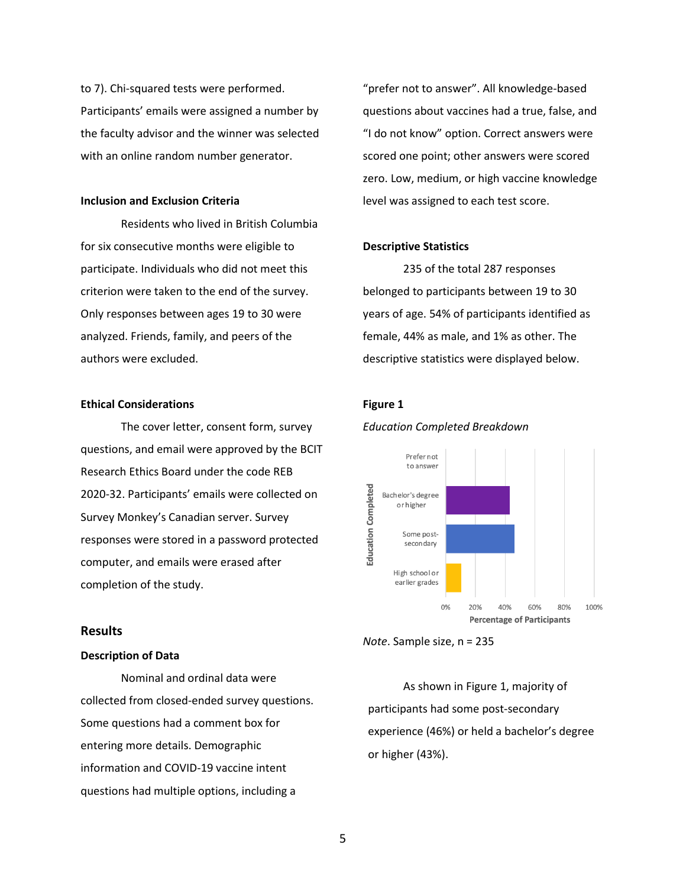to 7). Chi-squared tests were performed. Participants' emails were assigned a number by the faculty advisor and the winner was selected with an online random number generator.

### Inclusion and Exclusion Criteria

Residents who lived in British Columbia for six consecutive months were eligible to participate. Individuals who did not meet this criterion were taken to the end of the survey. Only responses between ages 19 to 30 were analyzed. Friends, family, and peers of the authors were excluded.

### Ethical Considerations

The cover letter, consent form, survey questions, and email were approved by the BCIT Research Ethics Board under the code REB 2020-32. Participants' emails were collected on Survey Monkey's Canadian server. Survey responses were stored in a password protected computer, and emails were erased after completion of the study.

## Results

### Description of Data

Nominal and ordinal data were collected from closed-ended survey questions. Some questions had a comment box for entering more details. Demographic information and COVID-19 vaccine intent questions had multiple options, including a "prefer not to answer". All knowledge-based questions about vaccines had a true, false, and "I do not know" option. Correct answers were scored one point; other answers were scored zero. Low, medium, or high vaccine knowledge level was assigned to each test score.

### Descriptive Statistics

235 of the total 287 responses belonged to participants between 19 to 30 years of age. 54% of participants identified as female, 44% as male, and 1% as other. The descriptive statistics were displayed below.

**Figure 1**

*Education Completed Breakdown*

*Note*. Sample size, n = 235

As shown in Figure 1, majority of participants had some post-secondary experience (46%) or held a bachelor's degree or higher (43%).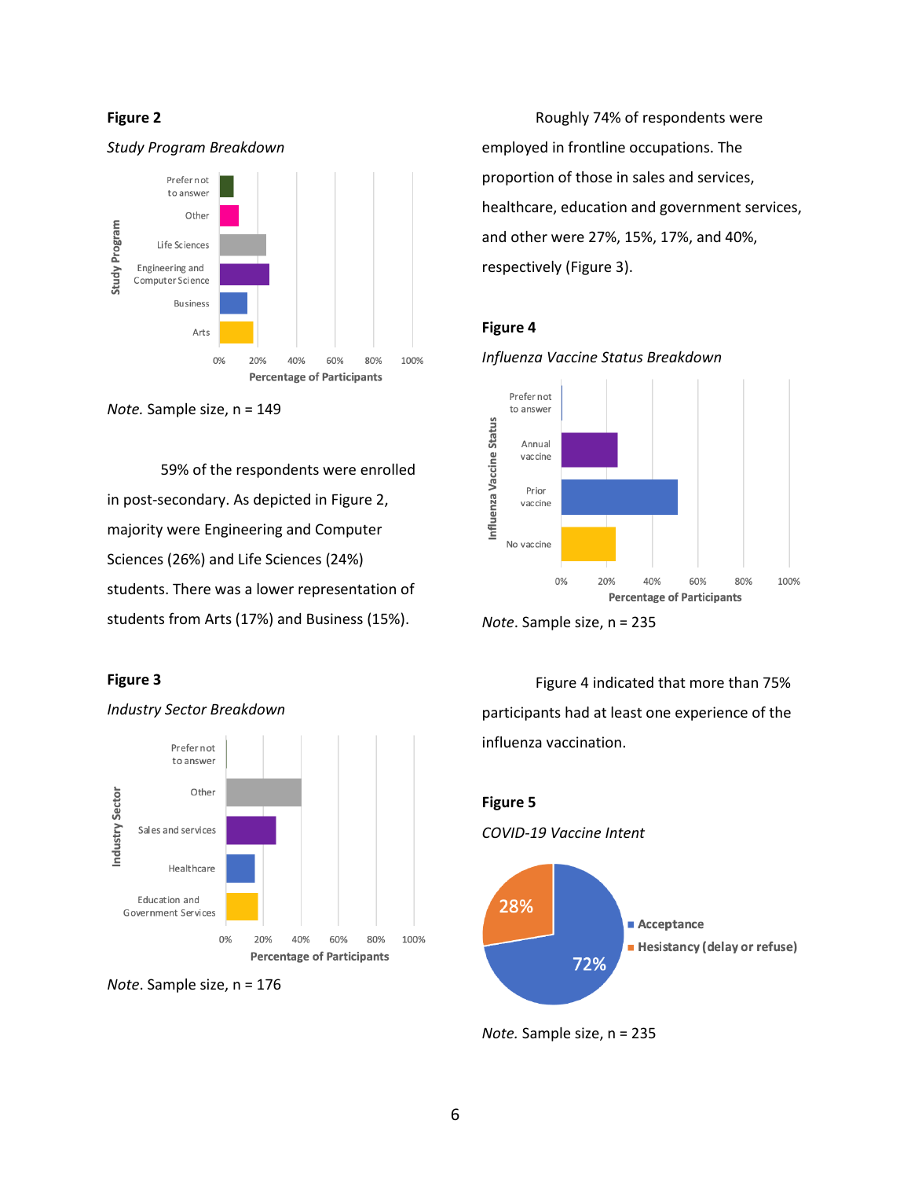**Figure 2**

*Study Program Breakdown*

*Note.* Sample size, n = 149

59% of the respondents were enrolled in post-secondary. As depicted in Figure 2, majority were Engineering and Computer Sciences (26%) and Life Sciences (24%) students. There was a lower representation of students from Arts (17%) and Business (15%).

**Figure 3**

*Industry Sector Breakdown*

*Note*. Sample size, n = 176

Roughly 74% of respondents were employed in frontline occupations. The proportion of those in sales and services, healthcare, education and government services, and other were 27%, 15%, 17%, and 40%, respectively (Figure 3).

**Figure 4**

*Influenza Vaccine Status Breakdown*

*Note*. Sample size, n = 235

Figure 4 indicated that more than 75% participants had at least one experience of the influenza vaccination.

**Figure 5**

*COVID-19 Vaccine Intent*

*Note.* Sample size, n = 235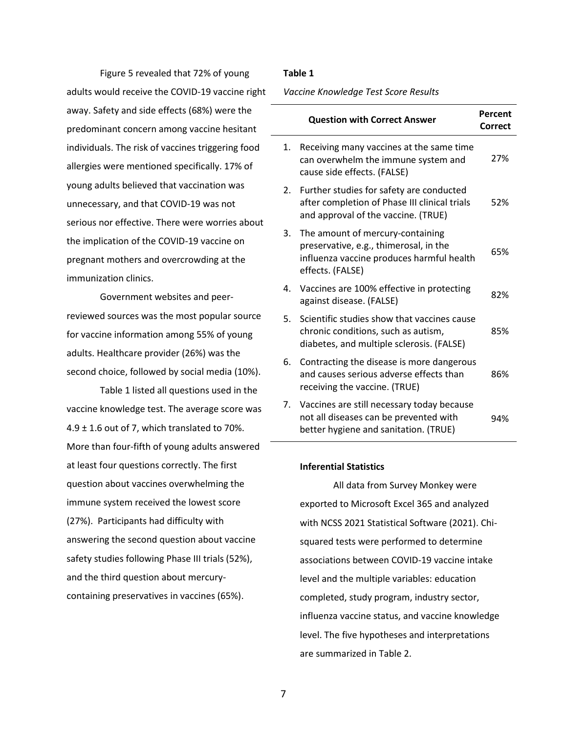Figure 5 revealed that 72% of young adults would receive the COVID-19 vaccine right away. Safety and side effects (68%) were the predominant concern among vaccine hesitant individuals. The risk of vaccines triggering food allergies were mentioned specifically. 17% of young adults believed that vaccination was unnecessary, and that COVID-19 was not serious nor effective. There were worries about the implication of the COVID-19 vaccine on pregnant mothers and overcrowding at the immunization clinics.

Government websites and peer-reviewed sources was the most popular source for vaccine information among 55% of young adults. Healthcare provider (26%) was the second choice, followed by social media (10%).

Table 1 listed all questions used in the vaccine knowledge test. The average score was 4.9 ± 1.6 out of 7, which translated to 70%. More than four-fifth of young adults answered at least four questions correctly. The first question about vaccines overwhelming the immune system received the lowest score (27%). Participants had difficulty with answering the second question about vaccine safety studies following Phase III trials (52%), and the third question about mercury-containing preservatives in vaccines (65%).

**Table 1**

*Vaccine Knowledge Test Score Results*

| Question with Correct Answer | Percent Correct |
|---|---|
| 1. Receiving many vaccines at the same time can overwhelm the immune system and cause side effects. (FALSE) | 27% |
| 2. Further studies for safety are conducted after completion of Phase III clinical trials and approval of the vaccine. (TRUE) | 52% |
| 3. The amount of mercury-containing preservative, e.g., thimerosal, in the influenza vaccine produces harmful health effects. (FALSE) | 65% |
| 4. Vaccines are 100% effective in protecting against disease. (FALSE) | 82% |
| 5. Scientific studies show that vaccines cause chronic conditions, such as autism, diabetes, and multiple sclerosis. (FALSE) | 85% |
| 6. Contracting the disease is more dangerous and causes serious adverse effects than receiving the vaccine. (TRUE) | 86% |
| 7. Vaccines are still necessary today because not all diseases can be prevented with better hygiene and sanitation. (TRUE) | 94% |

**Inferential Statistics**

All data from Survey Monkey were exported to Microsoft Excel 365 and analyzed with NCSS 2021 Statistical Software (2021). Chi-squared tests were performed to determine associations between COVID-19 vaccine intake level and the multiple variables: education completed, study program, industry sector, influenza vaccine status, and vaccine knowledge level. The five hypotheses and interpretations are summarized in Table 2.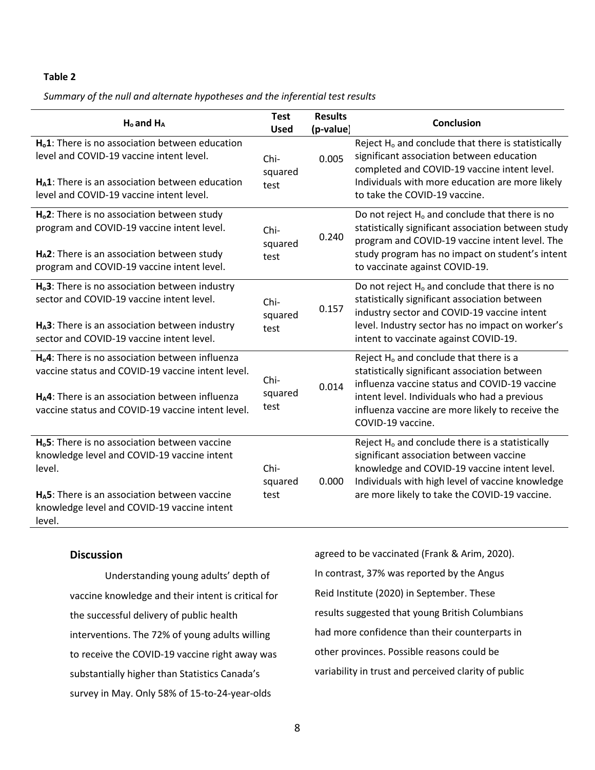**Table 2**

*Summary of the null and alternate hypotheses and the inferential test results*

| $H_o$ and $H_A$ | Test Used | Results (p-value) | Conclusion |
|---|---|---|---|
| **$H_o$1**: There is no association between education level and COVID-19 vaccine intent level. **$H_A$1**: There is an association between education level and COVID-19 vaccine intent level. | Chi-squared test | 0.005 | Reject $H_o$ and conclude that there is statistically significant association between education completed and COVID-19 vaccine intent level. Individuals with more education are more likely to take the COVID-19 vaccine. |
| **$H_o$2**: There is no association between study program and COVID-19 vaccine intent level. **$H_A$2**: There is an association between study program and COVID-19 vaccine intent level. | Chi-squared test | 0.240 | Do not reject $H_o$ and conclude that there is no statistically significant association between study program and COVID-19 vaccine intent level. The study program has no impact on student's intent to vaccinate against COVID-19. |
| **$H_o$3**: There is no association between industry sector and COVID-19 vaccine intent level. **$H_A$3**: There is an association between industry sector and COVID-19 vaccine intent level. | Chi-squared test | 0.157 | Do not reject $H_o$ and conclude that there is no statistically significant association between industry sector and COVID-19 vaccine intent level. Industry sector has no impact on worker's intent to vaccinate against COVID-19. |
| **$H_o$4**: There is no association between influenza vaccine status and COVID-19 vaccine intent level. **$H_A$4**: There is an association between influenza vaccine status and COVID-19 vaccine intent level. | Chi-squared test | 0.014 | Reject $H_o$ and conclude that there is a statistically significant association between influenza vaccine status and COVID-19 vaccine intent level. Individuals who had a previous influenza vaccine are more likely to receive the COVID-19 vaccine. |
| **$H_o$5**: There is no association between vaccine knowledge level and COVID-19 vaccine intent level. **$H_A$5**: There is an association between vaccine knowledge level and COVID-19 vaccine intent level. | Chi-squared test | 0.000 | Reject $H_o$ and conclude there is a statistically significant association between vaccine knowledge and COVID-19 vaccine intent level. Individuals with high level of vaccine knowledge are more likely to take the COVID-19 vaccine. |

## Discussion

Understanding young adults' depth of vaccine knowledge and their intent is critical for the successful delivery of public health interventions. The 72% of young adults willing to receive the COVID-19 vaccine right away was substantially higher than Statistics Canada's survey in May. Only 58% of 15-to-24-year-olds agreed to be vaccinated (Frank & Arim, 2020). In contrast, 37% was reported by the Angus Reid Institute (2020) in September. These results suggested that young British Columbians had more confidence than their counterparts in other provinces. Possible reasons could be variability in trust and perceived clarity of public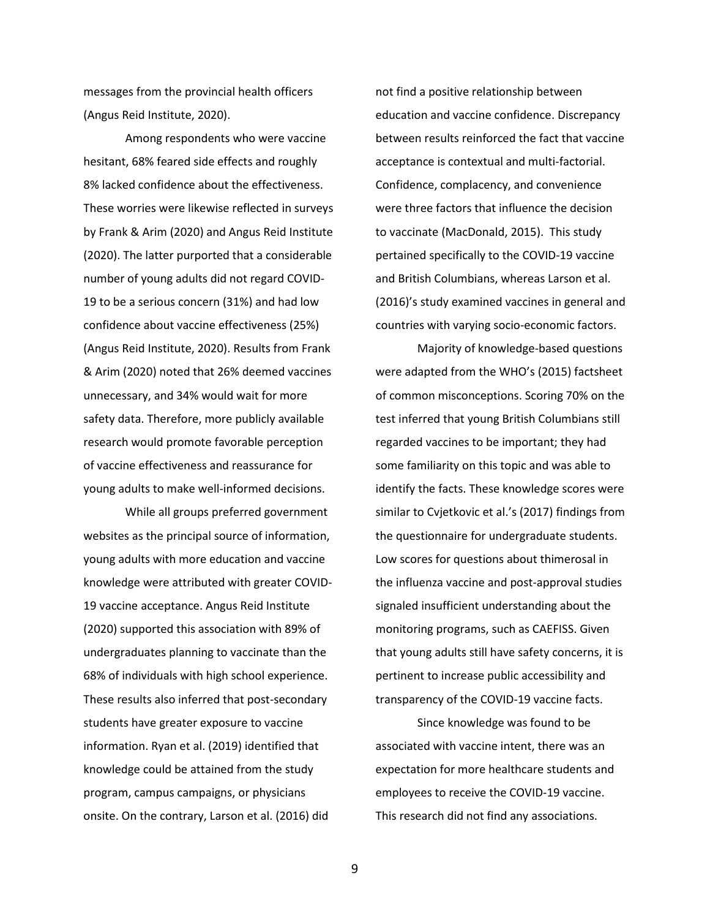messages from the provincial health officers (Angus Reid Institute, 2020).

Among respondents who were vaccine hesitant, 68% feared side effects and roughly 8% lacked confidence about the effectiveness. These worries were likewise reflected in surveys by Frank & Arim (2020) and Angus Reid Institute (2020). The latter purported that a considerable number of young adults did not regard COVID-19 to be a serious concern (31%) and had low confidence about vaccine effectiveness (25%) (Angus Reid Institute, 2020). Results from Frank & Arim (2020) noted that 26% deemed vaccines unnecessary, and 34% would wait for more safety data. Therefore, more publicly available research would promote favorable perception of vaccine effectiveness and reassurance for young adults to make well-informed decisions.

While all groups preferred government websites as the principal source of information, young adults with more education and vaccine knowledge were attributed with greater COVID-19 vaccine acceptance. Angus Reid Institute (2020) supported this association with 89% of undergraduates planning to vaccinate than the 68% of individuals with high school experience. These results also inferred that post-secondary students have greater exposure to vaccine information. Ryan et al. (2019) identified that knowledge could be attained from the study program, campus campaigns, or physicians onsite. On the contrary, Larson et al. (2016) did not find a positive relationship between education and vaccine confidence. Discrepancy between results reinforced the fact that vaccine acceptance is contextual and multi-factorial. Confidence, complacency, and convenience were three factors that influence the decision to vaccinate (MacDonald, 2015). This study pertained specifically to the COVID-19 vaccine and British Columbians, whereas Larson et al. (2016)'s study examined vaccines in general and countries with varying socio-economic factors.

Majority of knowledge-based questions were adapted from the WHO's (2015) factsheet of common misconceptions. Scoring 70% on the test inferred that young British Columbians still regarded vaccines to be important; they had some familiarity on this topic and was able to identify the facts. These knowledge scores were similar to Cvjetkovic et al.'s (2017) findings from the questionnaire for undergraduate students. Low scores for questions about thimerosal in the influenza vaccine and post-approval studies signaled insufficient understanding about the monitoring programs, such as CAEFISS. Given that young adults still have safety concerns, it is pertinent to increase public accessibility and transparency of the COVID-19 vaccine facts.

Since knowledge was found to be associated with vaccine intent, there was an expectation for more healthcare students and employees to receive the COVID-19 vaccine. This research did not find any associations.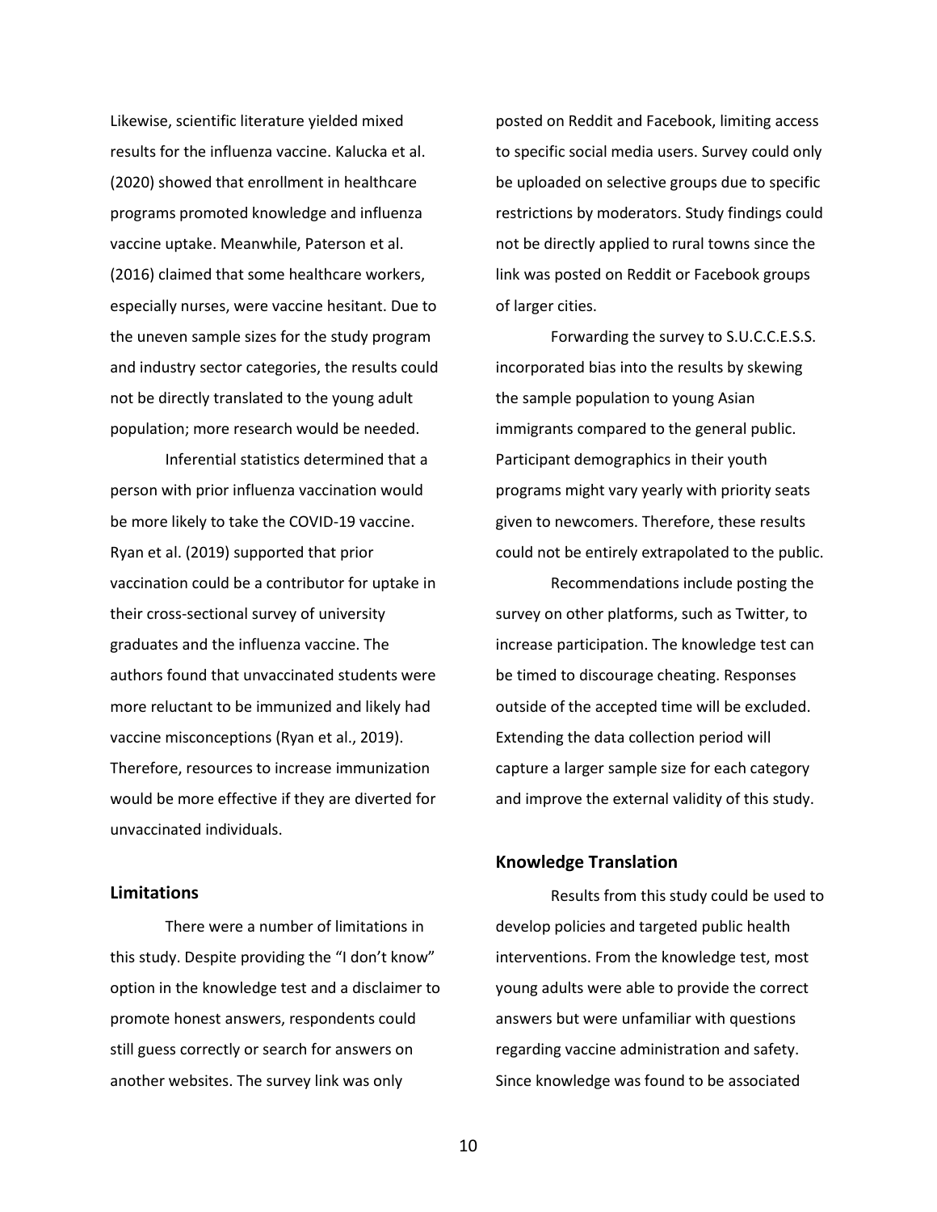Likewise, scientific literature yielded mixed results for the influenza vaccine. Kalucka et al. (2020) showed that enrollment in healthcare programs promoted knowledge and influenza vaccine uptake. Meanwhile, Paterson et al. (2016) claimed that some healthcare workers, especially nurses, were vaccine hesitant. Due to the uneven sample sizes for the study program and industry sector categories, the results could not be directly translated to the young adult population; more research would be needed.

Inferential statistics determined that a person with prior influenza vaccination would be more likely to take the COVID-19 vaccine. Ryan et al. (2019) supported that prior vaccination could be a contributor for uptake in their cross-sectional survey of university graduates and the influenza vaccine. The authors found that unvaccinated students were more reluctant to be immunized and likely had vaccine misconceptions (Ryan et al., 2019). Therefore, resources to increase immunization would be more effective if they are diverted for unvaccinated individuals.

## Limitations

There were a number of limitations in this study. Despite providing the "I don't know" option in the knowledge test and a disclaimer to promote honest answers, respondents could still guess correctly or search for answers on another websites. The survey link was only posted on Reddit and Facebook, limiting access to specific social media users. Survey could only be uploaded on selective groups due to specific restrictions by moderators. Study findings could not be directly applied to rural towns since the link was posted on Reddit or Facebook groups of larger cities.

Forwarding the survey to S.U.C.C.E.S.S. incorporated bias into the results by skewing the sample population to young Asian immigrants compared to the general public. Participant demographics in their youth programs might vary yearly with priority seats given to newcomers. Therefore, these results could not be entirely extrapolated to the public.

Recommendations include posting the survey on other platforms, such as Twitter, to increase participation. The knowledge test can be timed to discourage cheating. Responses outside of the accepted time will be excluded. Extending the data collection period will capture a larger sample size for each category and improve the external validity of this study.

## Knowledge Translation

Results from this study could be used to develop policies and targeted public health interventions. From the knowledge test, most young adults were able to provide the correct answers but were unfamiliar with questions regarding vaccine administration and safety. Since knowledge was found to be associated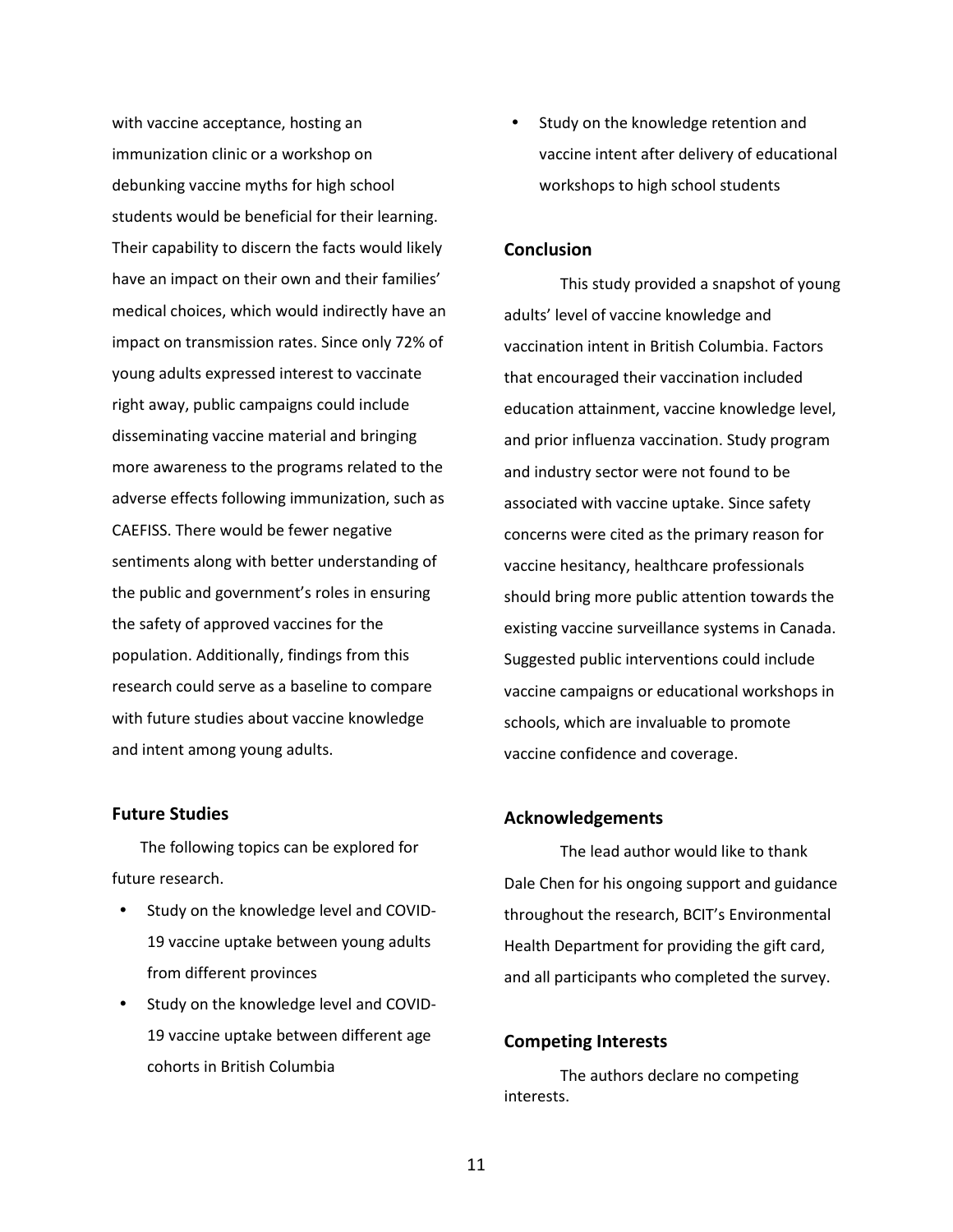with vaccine acceptance, hosting an immunization clinic or a workshop on debunking vaccine myths for high school students would be beneficial for their learning. Their capability to discern the facts would likely have an impact on their own and their families' medical choices, which would indirectly have an impact on transmission rates. Since only 72% of young adults expressed interest to vaccinate right away, public campaigns could include disseminating vaccine material and bringing more awareness to the programs related to the adverse effects following immunization, such as CAEFISS. There would be fewer negative sentiments along with better understanding of the public and government's roles in ensuring the safety of approved vaccines for the population. Additionally, findings from this research could serve as a baseline to compare with future studies about vaccine knowledge and intent among young adults.

### Future Studies

The following topics can be explored for future research.

- Study on the knowledge level and COVID-19 vaccine uptake between young adults from different provinces
- Study on the knowledge level and COVID-19 vaccine uptake between different age cohorts in British Columbia
- Study on the knowledge retention and vaccine intent after delivery of educational workshops to high school students

### Conclusion

This study provided a snapshot of young adults' level of vaccine knowledge and vaccination intent in British Columbia. Factors that encouraged their vaccination included education attainment, vaccine knowledge level, and prior influenza vaccination. Study program and industry sector were not found to be associated with vaccine uptake. Since safety concerns were cited as the primary reason for vaccine hesitancy, healthcare professionals should bring more public attention towards the existing vaccine surveillance systems in Canada. Suggested public interventions could include vaccine campaigns or educational workshops in schools, which are invaluable to promote vaccine confidence and coverage.

### Acknowledgements

The lead author would like to thank Dale Chen for his ongoing support and guidance throughout the research, BCIT's Environmental Health Department for providing the gift card, and all participants who completed the survey.

### Competing Interests

The authors declare no competing interests.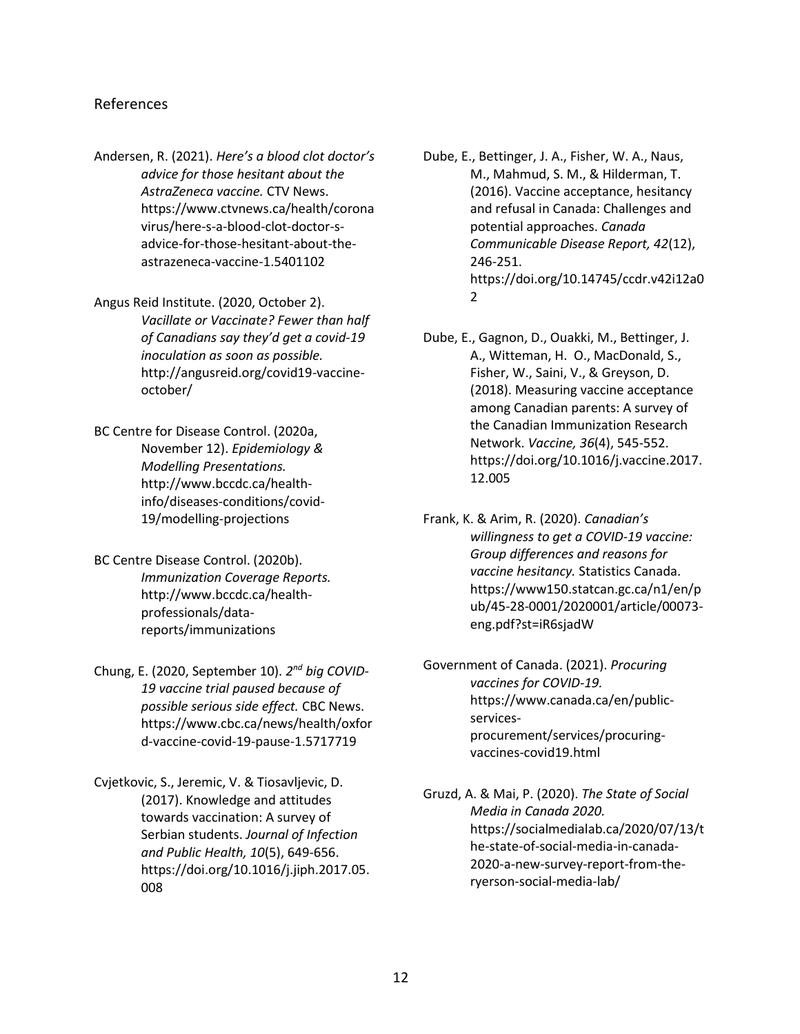## References

Andersen, R. (2021). *Here's a blood clot doctor's advice for those hesitant about the AstraZeneca vaccine.* CTV News. https://www.ctvnews.ca/health/coronavirus/here-s-a-blood-clot-doctor-s-advice-for-those-hesitant-about-the-astrazeneca-vaccine-1.5401102

Angus Reid Institute. (2020, October 2). *Vacillate or Vaccinate? Fewer than half of Canadians say they'd get a covid-19 inoculation as soon as possible.* http://angusreid.org/covid19-vaccine-october/

BC Centre for Disease Control. (2020a, November 12). *Epidemiology & Modelling Presentations.* http://www.bccdc.ca/health-info/diseases-conditions/covid-19/modelling-projections

BC Centre Disease Control. (2020b). *Immunization Coverage Reports.* http://www.bccdc.ca/health-professionals/data-reports/immunizations

Chung, E. (2020, September 10). *2nd big COVID-19 vaccine trial paused because of possible serious side effect.* CBC News. https://www.cbc.ca/news/health/oxford-vaccine-covid-19-pause-1.5717719

Cvjetkovic, S., Jeremic, V. & Tiosavljevic, D. (2017). Knowledge and attitudes towards vaccination: A survey of Serbian students. *Journal of Infection and Public Health, 10*(5), 649-656. https://doi.org/10.1016/j.jiph.2017.05.008

Dube, E., Bettinger, J. A., Fisher, W. A., Naus, M., Mahmud, S. M., & Hilderman, T. (2016). Vaccine acceptance, hesitancy and refusal in Canada: Challenges and potential approaches. *Canada Communicable Disease Report, 42*(12), 246-251. https://doi.org/10.14745/ccdr.v42i12a02

Dube, E., Gagnon, D., Ouakki, M., Bettinger, J. A., Witteman, H. O., MacDonald, S., Fisher, W., Saini, V., & Greyson, D. (2018). Measuring vaccine acceptance among Canadian parents: A survey of the Canadian Immunization Research Network. *Vaccine, 36*(4), 545-552. https://doi.org/10.1016/j.vaccine.2017.12.005

Frank, K. & Arim, R. (2020). *Canadian's willingness to get a COVID-19 vaccine: Group differences and reasons for vaccine hesitancy.* Statistics Canada. https://www150.statcan.gc.ca/n1/en/pub/45-28-0001/2020001/article/00073-eng.pdf?st=iR6sjadW

Government of Canada. (2021). *Procuring vaccines for COVID-19.* https://www.canada.ca/en/public-services-procurement/services/procuring-vaccines-covid19.html

Gruzd, A. & Mai, P. (2020). *The State of Social Media in Canada 2020.* https://socialmedialab.ca/2020/07/13/the-state-of-social-media-in-canada-2020-a-new-survey-report-from-the-ryerson-social-media-lab/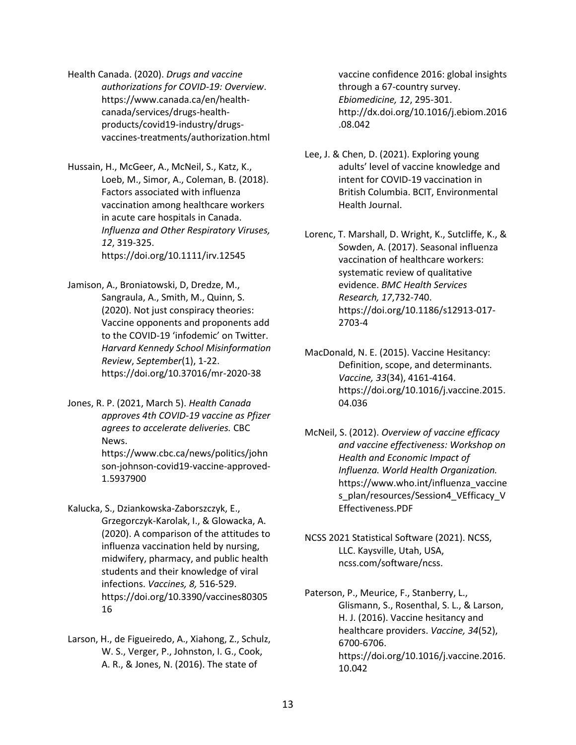Health Canada. (2020). *Drugs and vaccine authorizations for COVID-19: Overview*. https://www.canada.ca/en/health-canada/services/drugs-health-products/covid19-industry/drugs-vaccines-treatments/authorization.html

Hussain, H., McGeer, A., McNeil, S., Katz, K., Loeb, M., Simor, A., Coleman, B. (2018). Factors associated with influenza vaccination among healthcare workers in acute care hospitals in Canada. *Influenza and Other Respiratory Viruses, 12*, 319-325. https://doi.org/10.1111/irv.12545

Jamison, A., Broniatowski, D, Dredze, M., Sangraula, A., Smith, M., Quinn, S. (2020). Not just conspiracy theories: Vaccine opponents and proponents add to the COVID-19 'infodemic' on Twitter. *Harvard Kennedy School Misinformation Review*, *September*(1), 1-22. https://doi.org/10.37016/mr-2020-38

Jones, R. P. (2021, March 5). *Health Canada approves 4th COVID-19 vaccine as Pfizer agrees to accelerate deliveries.* CBC News. https://www.cbc.ca/news/politics/johnson-johnson-covid19-vaccine-approved-1.5937900

Kalucka, S., Dziankowska-Zaborszczyk, E., Grzegorczyk-Karolak, I., & Glowacka, A. (2020). A comparison of the attitudes to influenza vaccination held by nursing, midwifery, pharmacy, and public health students and their knowledge of viral infections. *Vaccines, 8,* 516-529. https://doi.org/10.3390/vaccines8030516

Larson, H., de Figueiredo, A., Xiahong, Z., Schulz, W. S., Verger, P., Johnston, I. G., Cook, A. R., & Jones, N. (2016). The state of vaccine confidence 2016: global insights through a 67-country survey. *Ebiomedicine, 12*, 295-301. http://dx.doi.org/10.1016/j.ebiom.2016.08.042

Lee, J. & Chen, D. (2021). Exploring young adults' level of vaccine knowledge and intent for COVID-19 vaccination in British Columbia. BCIT, Environmental Health Journal.

Lorenc, T. Marshall, D. Wright, K., Sutcliffe, K., & Sowden, A. (2017). Seasonal influenza vaccination of healthcare workers: systematic review of qualitative evidence. *BMC Health Services Research, 17*,732-740. https://doi.org/10.1186/s12913-017-2703-4

MacDonald, N. E. (2015). Vaccine Hesitancy: Definition, scope, and determinants. *Vaccine, 33*(34), 4161-4164. https://doi.org/10.1016/j.vaccine.2015.04.036

McNeil, S. (2012). *Overview of vaccine efficacy and vaccine effectiveness: Workshop on Health and Economic Impact of Influenza. World Health Organization.* https://www.who.int/influenza_vaccines_plan/resources/Session4_VEfficacy_VEffectiveness.PDF

NCSS 2021 Statistical Software (2021). NCSS, LLC. Kaysville, Utah, USA, ncss.com/software/ncss.

Paterson, P., Meurice, F., Stanberry, L., Glismann, S., Rosenthal, S. L., & Larson, H. J. (2016). Vaccine hesitancy and healthcare providers. *Vaccine, 34*(52), 6700-6706. https://doi.org/10.1016/j.vaccine.2016.10.042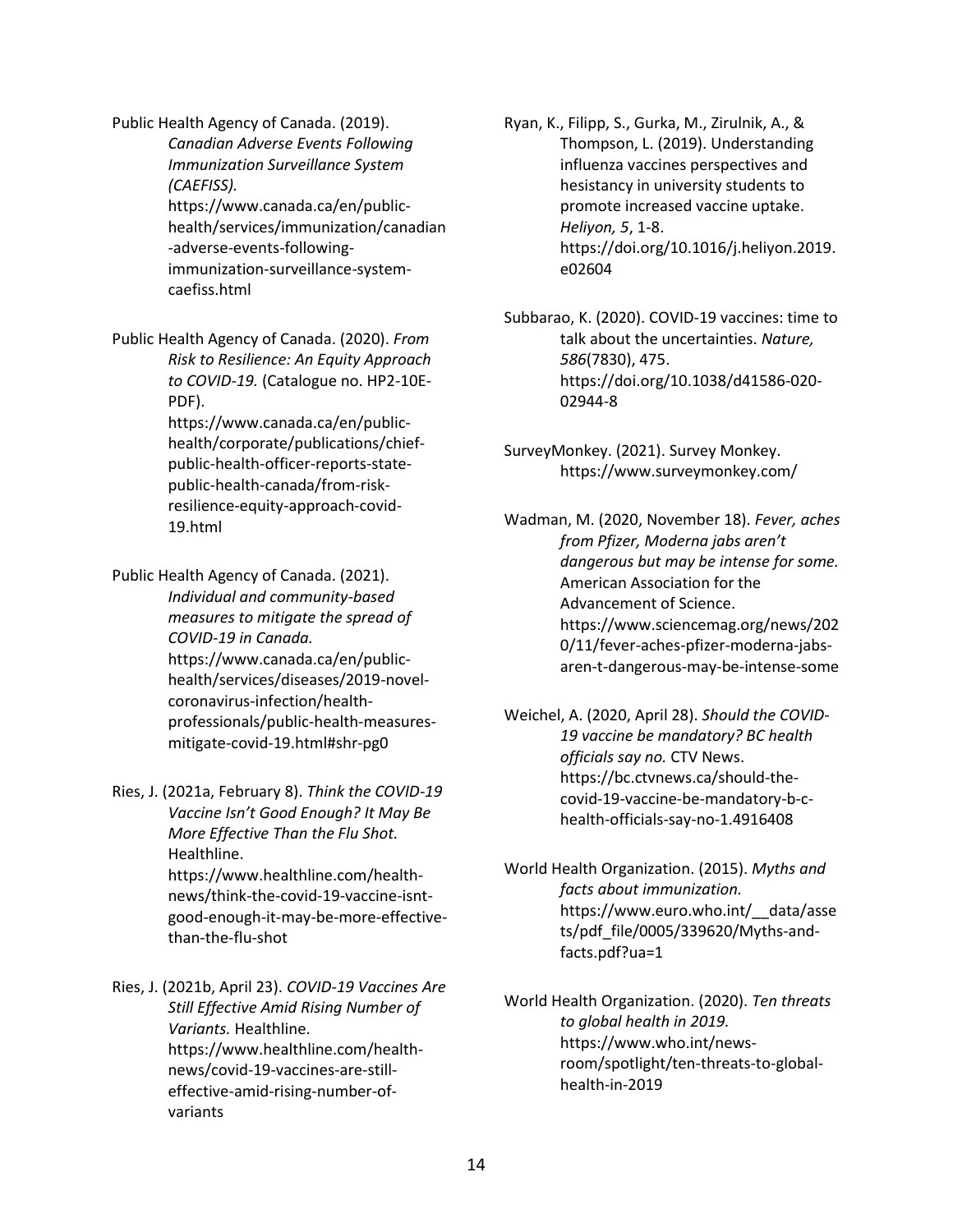Public Health Agency of Canada. (2019). *Canadian Adverse Events Following Immunization Surveillance System (CAEFISS).* https://www.canada.ca/en/public-health/services/immunization/canadian-adverse-events-following-immunization-surveillance-system-caefiss.html

Public Health Agency of Canada. (2020). *From Risk to Resilience: An Equity Approach to COVID-19.* (Catalogue no. HP2-10E-PDF). https://www.canada.ca/en/public-health/corporate/publications/chief-public-health-officer-reports-state-public-health-canada/from-risk-resilience-equity-approach-covid-19.html

Public Health Agency of Canada. (2021). *Individual and community-based measures to mitigate the spread of COVID-19 in Canada.* https://www.canada.ca/en/public-health/services/diseases/2019-novel-coronavirus-infection/health-professionals/public-health-measures-mitigate-covid-19.html#shr-pg0

Ries, J. (2021a, February 8). *Think the COVID-19 Vaccine Isn't Good Enough? It May Be More Effective Than the Flu Shot.* Healthline. https://www.healthline.com/health-news/think-the-covid-19-vaccine-isnt-good-enough-it-may-be-more-effective-than-the-flu-shot

Ries, J. (2021b, April 23). *COVID-19 Vaccines Are Still Effective Amid Rising Number of Variants.* Healthline. https://www.healthline.com/health-news/covid-19-vaccines-are-still-effective-amid-rising-number-of-variants

Ryan, K., Filipp, S., Gurka, M., Zirulnik, A., & Thompson, L. (2019). Understanding influenza vaccines perspectives and hesistancy in university students to promote increased vaccine uptake. *Heliyon, 5*, 1-8. https://doi.org/10.1016/j.heliyon.2019.e02604

Subbarao, K. (2020). COVID-19 vaccines: time to talk about the uncertainties. *Nature, 586*(7830), 475. https://doi.org/10.1038/d41586-020-02944-8

SurveyMonkey. (2021). Survey Monkey. https://www.surveymonkey.com/

Wadman, M. (2020, November 18). *Fever, aches from Pfizer, Moderna jabs aren't dangerous but may be intense for some.* American Association for the Advancement of Science. https://www.sciencemag.org/news/2020/11/fever-aches-pfizer-moderna-jabs-aren-t-dangerous-may-be-intense-some

Weichel, A. (2020, April 28). *Should the COVID-19 vaccine be mandatory? BC health officials say no.* CTV News. https://bc.ctvnews.ca/should-the-covid-19-vaccine-be-mandatory-b-c-health-officials-say-no-1.4916408

World Health Organization. (2015). *Myths and facts about immunization.* https://www.euro.who.int/__data/assets/pdf_file/0005/339620/Myths-and-facts.pdf?ua=1

World Health Organization. (2020). *Ten threats to global health in 2019.* https://www.who.int/news-room/spotlight/ten-threats-to-global-health-in-2019